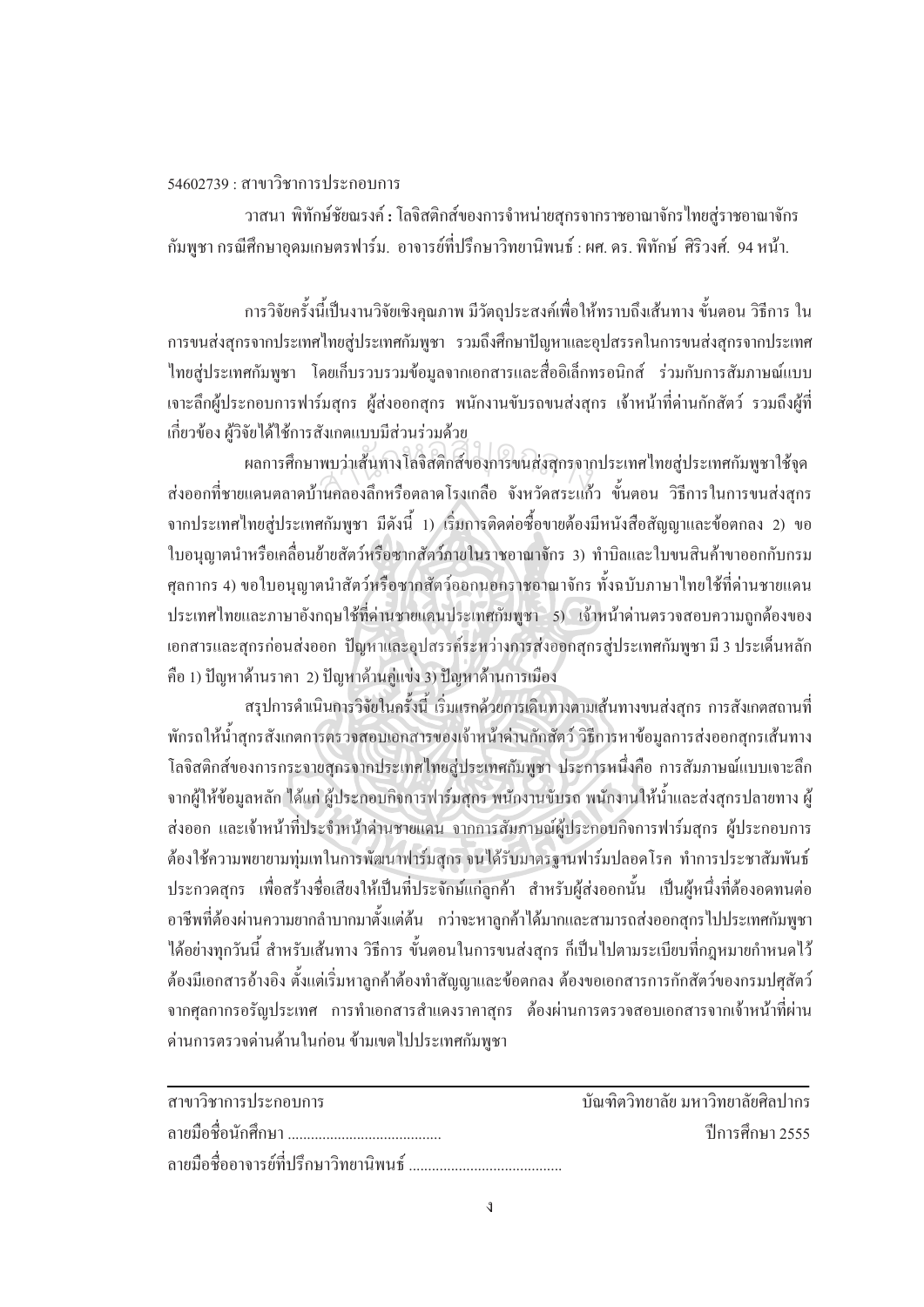54602739 : สาขาวิชาการประกอบการ

วาสนา พิทักษ์ชัยณรงค์ **:** โลจิสติกส์ของการจำหน่ายสุกรจากราชอาณาจักรไทยสู่ราชอาณาจักรกัมพูชา กรณีศึกษาอุดมเกษตรฟาร์ม. อาจารย์ที่ปรึกษาวิทยานิพนธ์ : ผศ. ดร. พิทักษ์ ศิริวงศ์. 94 หน้า.

การวิจัยครั้งนี้เป็นงานวิจัยเชิงคุณภาพ มีวัตถุประสงค์เพื่อให้ทราบถึงเส้นทาง ขั้นตอน วิธีการ ในการขนส่งสุกรจากประเทศไทยสู่ประเทศกัมพูชา รวมถึงศึกษาปัญหาและอุปสรรคในการขนส่งสุกรจากประเทศไทยสู่ประเทศกัมพูชา โดยเก็บรวบรวมข้อมูลจากเอกสารและสื่ออิเล็กทรอนิกส์ ร่วมกับการสัมภาษณ์แบบเจาะลึกผู้ประกอบการฟาร์มสุกร ผู้ส่งออกสุกร พนักงานขับรถขนส่งสุกร เจ้าหน้าที่ด่านกักสัตว์ รวมถึงผู้ที่เกี่ยวข้อง ผู้วิจัยได้ใช้การสังเกตแบบมีส่วนร่วมด้วย

ผลการศึกษาพบว่าเส้นทางโลจิสติกส์ของการขนส่งสุกรจากประเทศไทยสู่ประเทศกัมพูชาใช้จุดส่งออกที่ชายแดนตลาดบ้านคลองลึกหรือตลาดโรงเกลือ จังหวัดสระแก้ว ขั้นตอน วิธีการในการขนส่งสุกรจากประเทศไทยสู่ประเทศกัมพูชา มีดังนี้ 1) เริ่มการติดต่อซื้อขายต้องมีหนังสือสัญญาและข้อตกลง 2) ขอใบอนุญาตนำหรือเคลื่อนย้ายสัตว์หรือซากสัตว์ภายในราชอาณาจักร 3) ทำบิลและใบขนสินค้าขาออกกับกรมศุลกากร 4) ขอใบอนุญาตนำสัตว์หรือซากสัตว์ออกนอกราชอาณาจักร ทั้งฉบับภาษาไทยใช้ที่ด่านชายแดนประเทศไทยและภาษาอังกฤษใช้ที่ด่านชายแดนประเทศกัมพูชา 5) เจ้าหน้าด่านตรวจสอบความถูกต้องของเอกสารและสุกรก่อนส่งออก ปัญหาและอุปสรรคระหว่างการส่งออกสุกรสู่ประเทศกัมพูชา มี 3 ประเด็นหลัก คือ 1) ปัญหาด้านราคา 2) ปัญหาด้านคู่แข่ง 3) ปัญหาด้านการเมือง

สรุปการดำเนินการวิจัยในครั้งนี้ เริ่มแรกด้วยการเดินทางตามเส้นทางขนส่งสุกร การสังเกตสถานที่พักรถให้น้ำสุกรสังเกตการตรวจสอบเอกสารของเจ้าหน้าด่านกักสัตว์ วิธีการหาข้อมูลการส่งออกสุกรเส้นทางโลจิสติกส์ของการกระจายสุกรจากประเทศไทยสู่ประเทศกัมพูชา ประการหนึ่งคือ การสัมภาษณ์แบบเจาะลึกจากผู้ให้ข้อมูลหลัก ได้แก่ ผู้ประกอบกิจการฟาร์มสุกร พนักงานขับรถ พนักงานให้น้ำและส่งสุกรปลายทาง ผู้ส่งออก และเจ้าหน้าที่ประจำหน้าด่านชายแดน จากการสัมภาษณ์ผู้ประกอบกิจการฟาร์มสุกร ผู้ประกอบการต้องใช้ความพยายามทุ่มเทในการพัฒนาฟาร์มสุกร จนได้รับมาตรฐานฟาร์มปลอดโรค ทำการประชาสัมพันธ์ประกวดสุกร เพื่อสร้างชื่อเสียงให้เป็นที่ประจักษ์แก่ลูกค้า สำหรับผู้ส่งออกนั้น เป็นผู้หนึ่งที่ต้องอดทนต่ออาชีพที่ต้องผ่านความยากลำบากมาตั้งแต่ต้น กว่าจะหาลูกค้าได้มากและสามารถส่งออกสุกรไปประเทศกัมพูชาได้อย่างทุกวันนี้ สำหรับเส้นทาง วิธีการ ขั้นตอนในการขนส่งสุกร ก็เป็นไปตามระเบียบที่กฎหมายกำหนดไว้ต้องมีเอกสารอ้างอิง ตั้งแต่เริ่มหาลูกค้าต้องทำสัญญาและข้อตกลง ต้องขอเอกสารการกักสัตว์ของกรมปศุสัตว์จากศุลกากรอรัญประเทศ การทำเอกสารสำแดงราคาสุกร ต้องผ่านการตรวจสอบเอกสารจากเจ้าหน้าที่ผ่านด่านการตรวจด่านด้านในก่อน ข้ามเขตไปประเทศกัมพูชา

---

สาขาวิชาการประกอบการ บัณฑิตวิทยาลัย มหาวิทยาลัยศิลปากร

ลายมือชื่อนักศึกษา ........................................ ปีการศึกษา 2555

ลายมือชื่ออาจารย์ที่ปรึกษาวิทยานิพนธ์ ........................................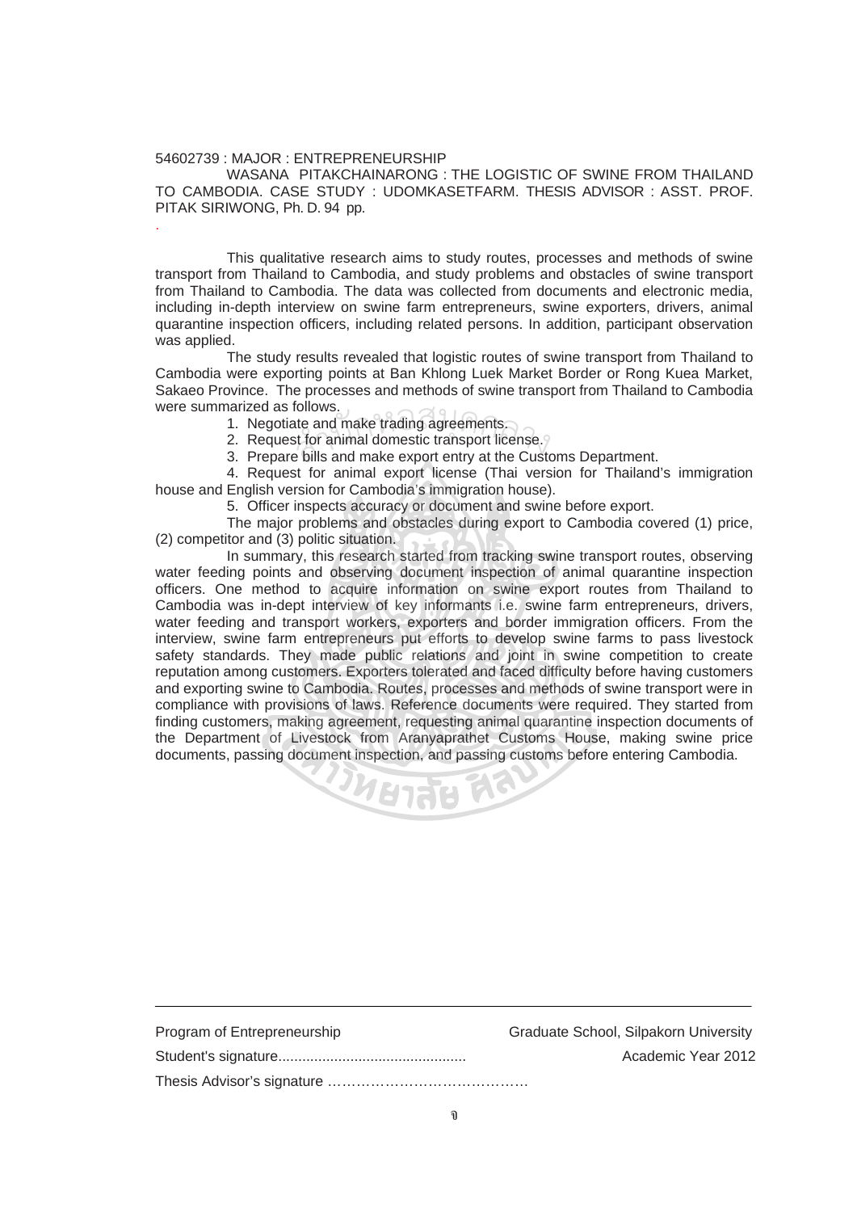54602739 : MAJOR : ENTREPRENEURSHIP

WASANA PITAKCHAINARONG : THE LOGISTIC OF SWINE FROM THAILAND TO CAMBODIA. CASE STUDY : UDOMKASETFARM. THESIS ADVISOR : ASST. PROF. PITAK SIRIWONG, Ph. D. 94 pp.

This qualitative research aims to study routes, processes and methods of swine transport from Thailand to Cambodia, and study problems and obstacles of swine transport from Thailand to Cambodia. The data was collected from documents and electronic media, including in-depth interview on swine farm entrepreneurs, swine exporters, drivers, animal quarantine inspection officers, including related persons. In addition, participant observation was applied.

The study results revealed that logistic routes of swine transport from Thailand to Cambodia were exporting points at Ban Khlong Luek Market Border or Rong Kuea Market, Sakaeo Province. The processes and methods of swine transport from Thailand to Cambodia were summarized as follows.

1. Negotiate and make trading agreements.
2. Request for animal domestic transport license.
3. Prepare bills and make export entry at the Customs Department.
4. Request for animal export license (Thai version for Thailand's immigration house and English version for Cambodia's immigration house).
5. Officer inspects accuracy or document and swine before export.

The major problems and obstacles during export to Cambodia covered (1) price, (2) competitor and (3) politic situation.

In summary, this research started from tracking swine transport routes, observing water feeding points and observing document inspection of animal quarantine inspection officers. One method to acquire information on swine export routes from Thailand to Cambodia was in-dept interview of key informants i.e. swine farm entrepreneurs, drivers, water feeding and transport workers, exporters and border immigration officers. From the interview, swine farm entrepreneurs put efforts to develop swine farms to pass livestock safety standards. They made public relations and joint in swine competition to create reputation among customers. Exporters tolerated and faced difficulty before having customers and exporting swine to Cambodia. Routes, processes and methods of swine transport were in compliance with provisions of laws. Reference documents were required. They started from finding customers, making agreement, requesting animal quarantine inspection documents of the Department of Livestock from Aranyaprathet Customs House, making swine price documents, passing document inspection, and passing customs before entering Cambodia.

---

Program of Entrepreneurship　　　　　Graduate School, Silpakorn University

Student's signature..............................................　　　　　Academic Year 2012

Thesis Advisor's signature ……………………………………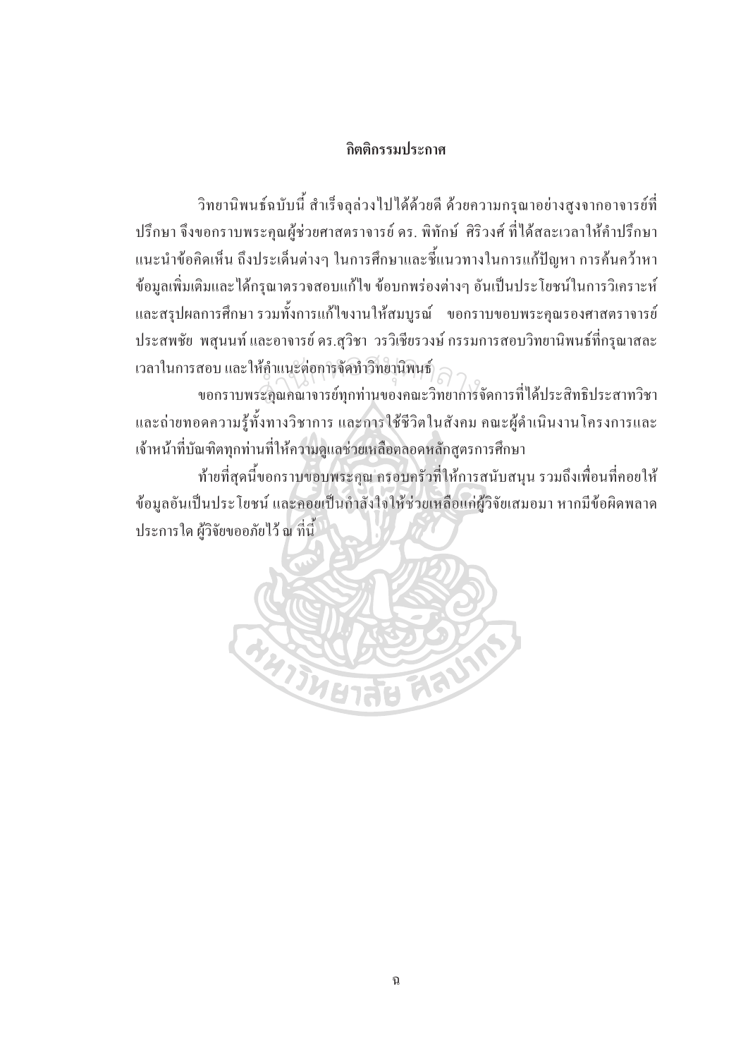# กิตติกรรมประกาศ

วิทยานิพนธ์ฉบับนี้ สำเร็จลุล่วงไปได้ด้วยดี ด้วยความกรุณาอย่างสูงจากอาจารย์ที่ปรึกษา จึงขอกราบพระคุณผู้ช่วยศาสตราจารย์ ดร. พิทักษ์ ศิริวงศ์ ที่ได้สละเวลาให้คำปรึกษา แนะนำข้อคิดเห็น ถึงประเด็นต่างๆ ในการศึกษาและชี้แนวทางในการแก้ปัญหา การค้นคว้าหาข้อมูลเพิ่มเติมและได้กรุณาตรวจสอบแก้ไข ข้อบกพร่องต่างๆ อันเป็นประโยชน์ในการวิเคราะห์และสรุปผลการศึกษา รวมทั้งการแก้ไขงานให้สมบูรณ์ ขอกราบขอบพระคุณรองศาสตราจารย์ประสพชัย พสุนนท์ และอาจารย์ ดร.สุวิชา วรวิเชียรวงษ์ กรรมการสอบวิทยานิพนธ์ที่กรุณาสละเวลาในการสอบ และให้คำแนะนำต่อการจัดทำวิทยานิพนธ์

ขอกราบพระคุณคณาจารย์ทุกท่านของคณะวิทยาการจัดการที่ได้ประสิทธิประสาทวิชา และถ่ายทอดความรู้ทั้งทางวิชาการ และการใช้ชีวิตในสังคม คณะผู้ดำเนินงานโครงการและเจ้าหน้าที่บัณฑิตทุกท่านที่ให้ความดูแลช่วยเหลือตลอดหลักสูตรการศึกษา

ท้ายที่สุดนี้ขอกราบขอบพระคุณ ครอบครัวที่ให้การสนับสนุน รวมถึงเพื่อนที่คอยให้ข้อมูลอันเป็นประโยชน์ และคอยเป็นกำลังใจให้ช่วยเหลือแก่ผู้วิจัยเสมอมา หากมีข้อผิดพลาดประการใด ผู้วิจัยขออภัยไว้ ณ ที่นี้